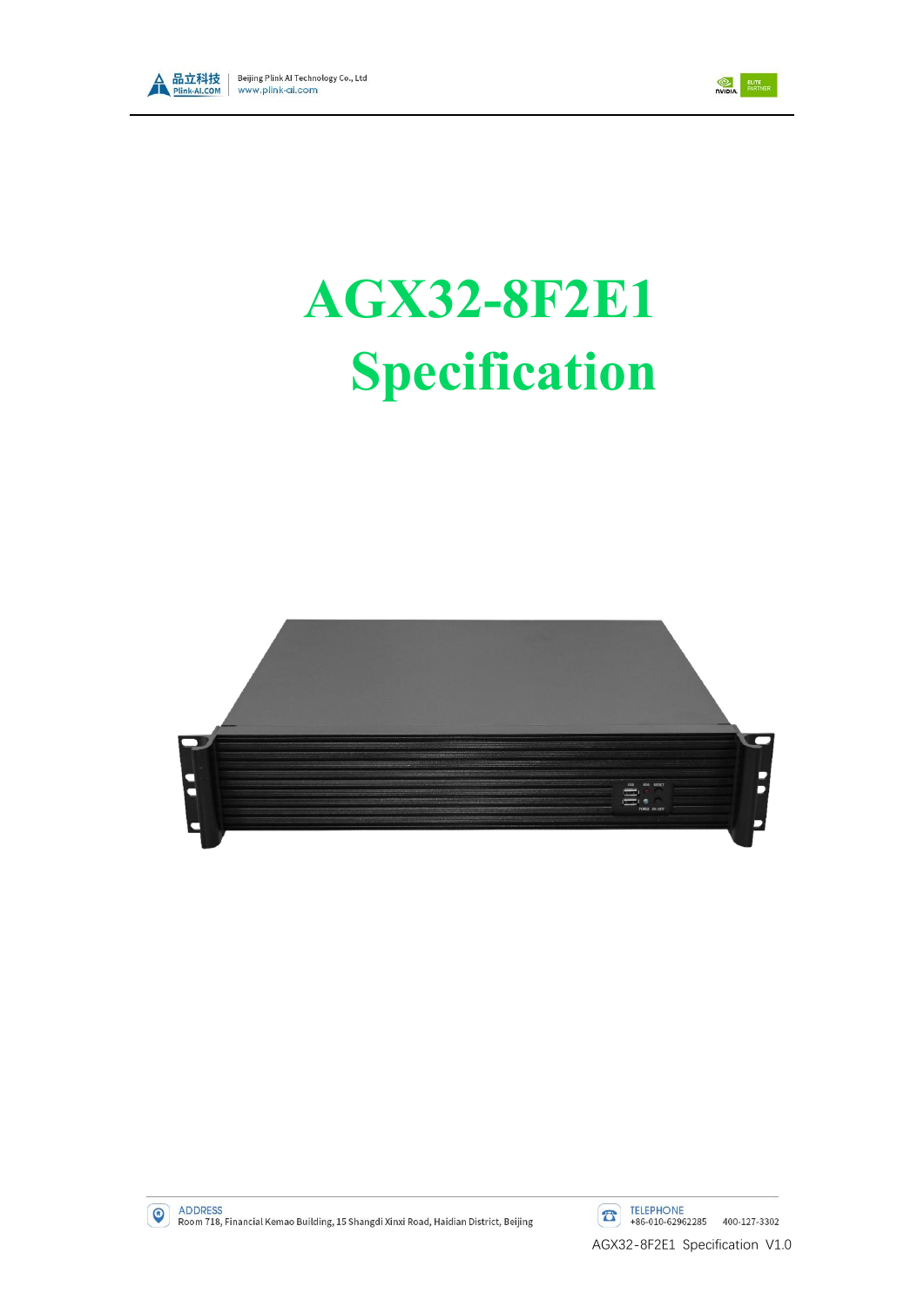# AGX32-8F2E1 Specification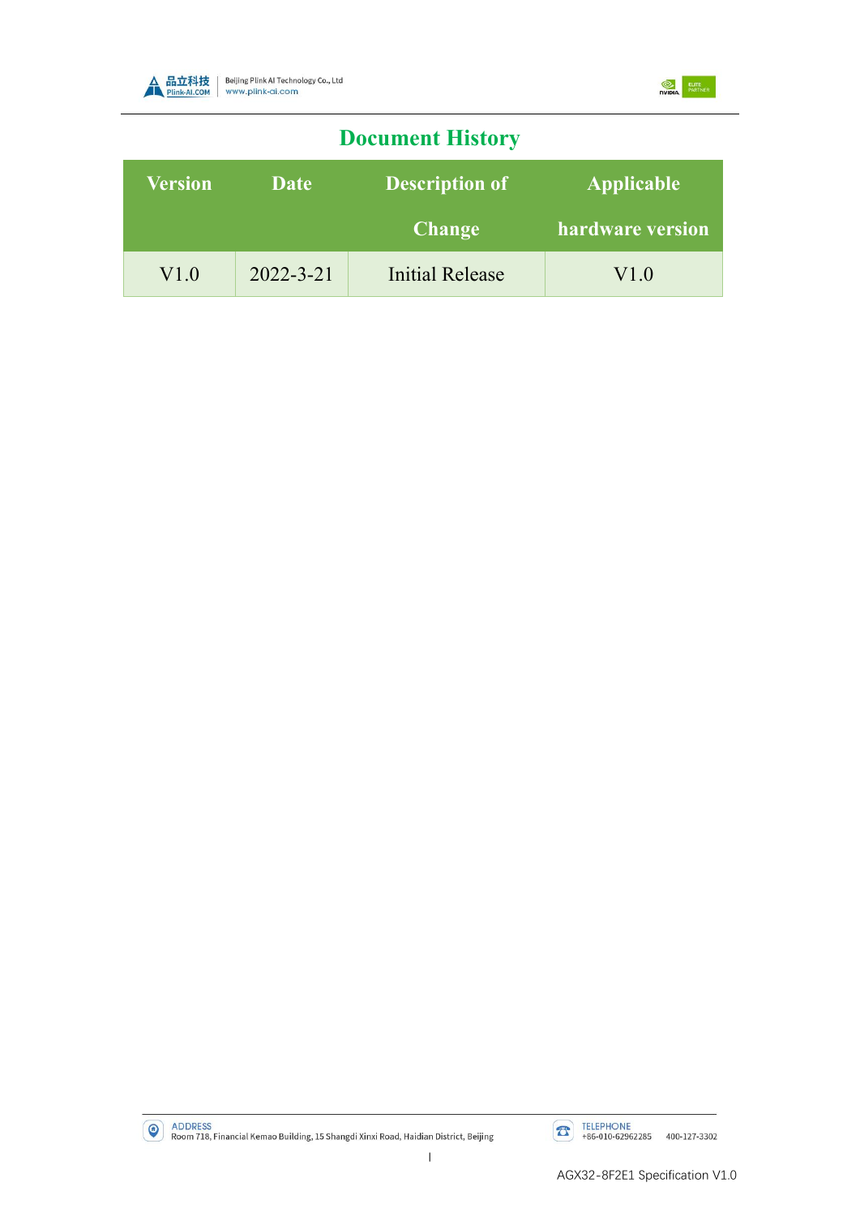# Document History

| Version | Date | Description of Change | Applicable hardware version |
|---|---|---|---|
| V1.0 | 2022-3-21 | Initial Release | V1.0 |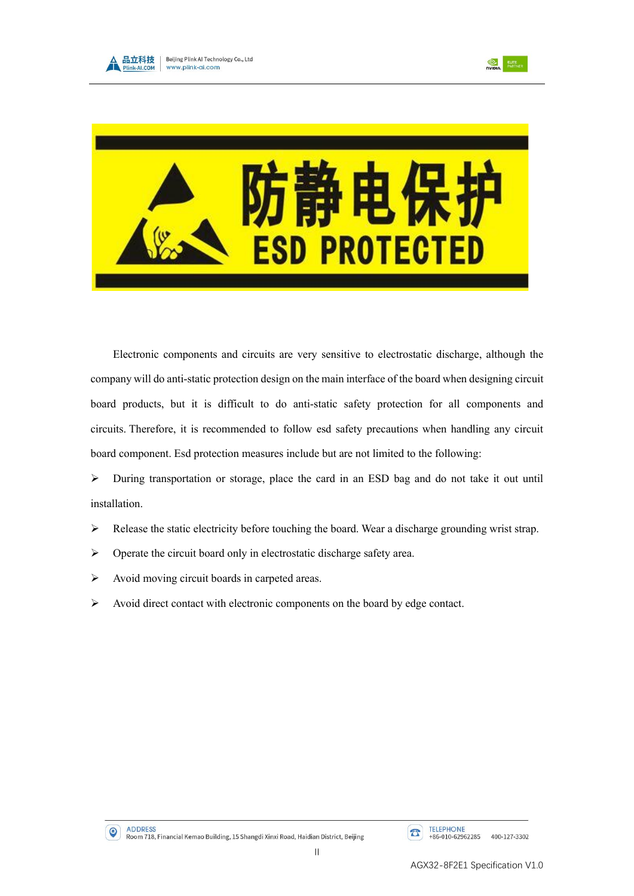防静电保护

ESD PROTECTED

Electronic components and circuits are very sensitive to electrostatic discharge, although the company will do anti-static protection design on the main interface of the board when designing circuit board products, but it is difficult to do anti-static safety protection for all components and circuits. Therefore, it is recommended to follow esd safety precautions when handling any circuit board component. Esd protection measures include but are not limited to the following:

- During transportation or storage, place the card in an ESD bag and do not take it out until installation.
- Release the static electricity before touching the board. Wear a discharge grounding wrist strap.
- Operate the circuit board only in electrostatic discharge safety area.
- Avoid moving circuit boards in carpeted areas.
- Avoid direct contact with electronic components on the board by edge contact.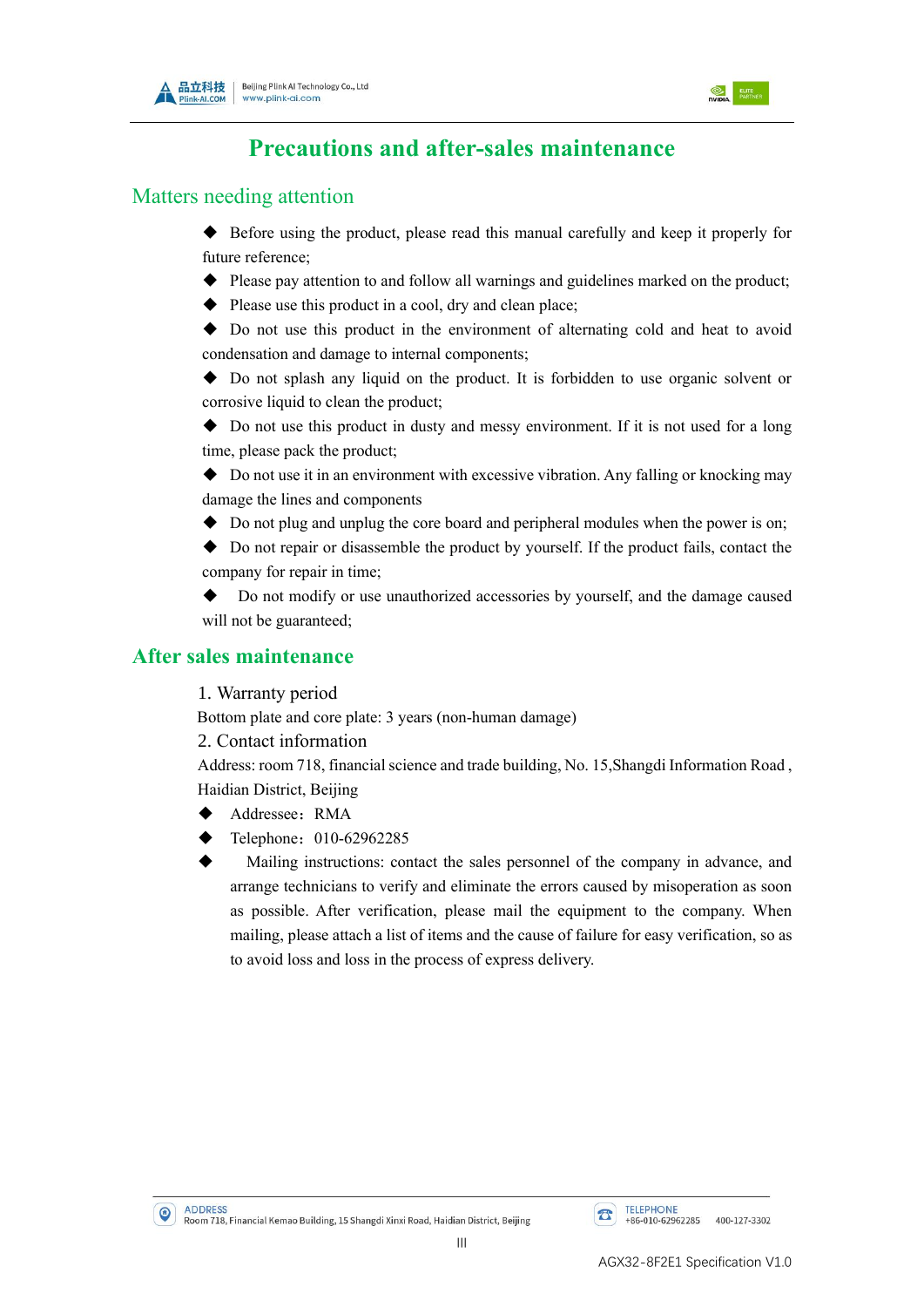# Precautions and after-sales maintenance

## Matters needing attention

- Before using the product, please read this manual carefully and keep it properly for future reference;
- Please pay attention to and follow all warnings and guidelines marked on the product;
- Please use this product in a cool, dry and clean place;
- Do not use this product in the environment of alternating cold and heat to avoid condensation and damage to internal components;
- Do not splash any liquid on the product. It is forbidden to use organic solvent or corrosive liquid to clean the product;
- Do not use this product in dusty and messy environment. If it is not used for a long time, please pack the product;
- Do not use it in an environment with excessive vibration. Any falling or knocking may damage the lines and components
- Do not plug and unplug the core board and peripheral modules when the power is on;
- Do not repair or disassemble the product by yourself. If the product fails, contact the company for repair in time;
- Do not modify or use unauthorized accessories by yourself, and the damage caused will not be guaranteed;

## After sales maintenance

1. Warranty period

Bottom plate and core plate: 3 years (non-human damage)

2. Contact information

Address: room 718, financial science and trade building, No. 15,Shangdi Information Road , Haidian District, Beijing

- Addressee：RMA
- Telephone：010-62962285
- Mailing instructions: contact the sales personnel of the company in advance, and arrange technicians to verify and eliminate the errors caused by misoperation as soon as possible. After verification, please mail the equipment to the company. When mailing, please attach a list of items and the cause of failure for easy verification, so as to avoid loss and loss in the process of express delivery.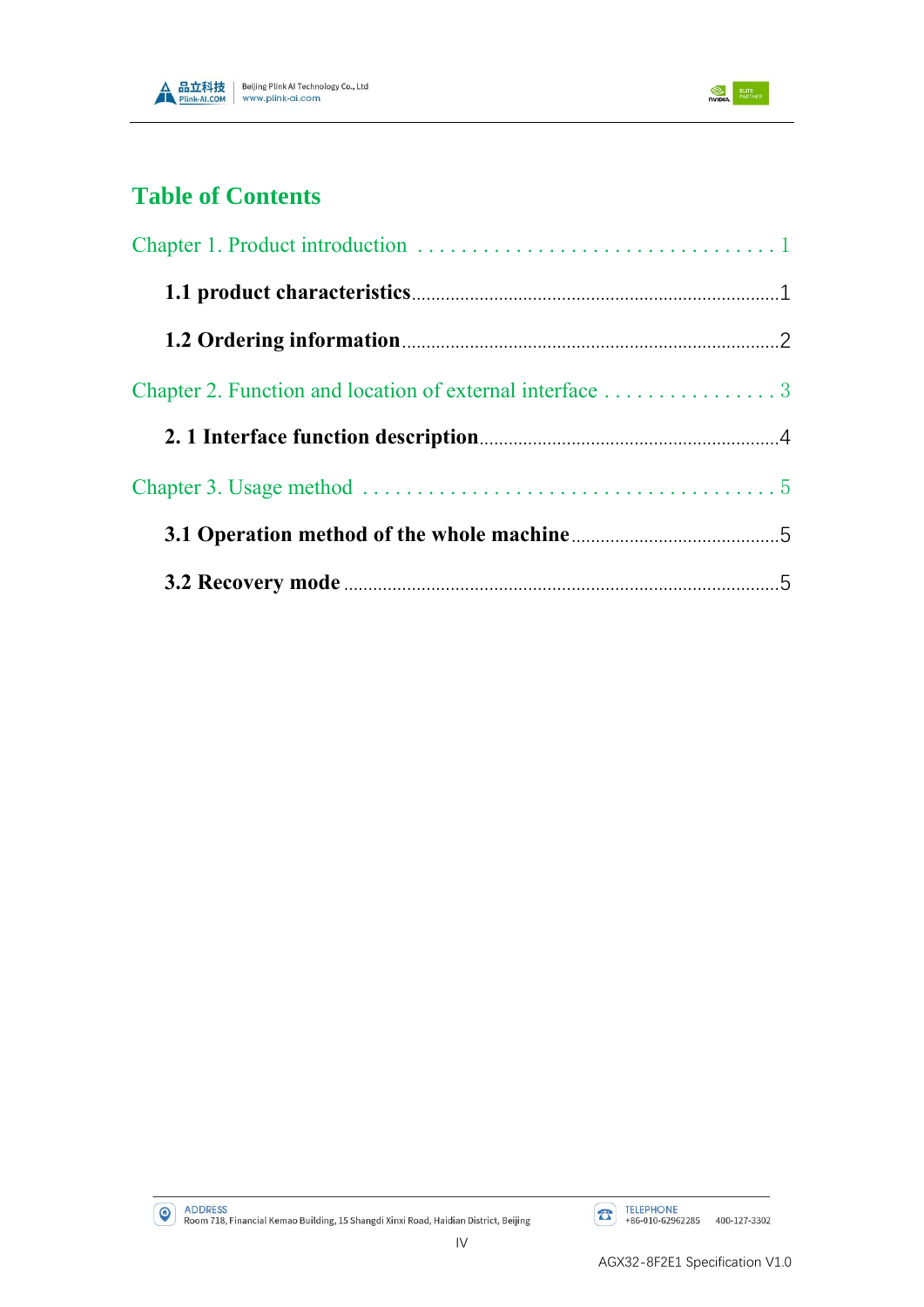# Table of Contents

Chapter 1. Product introduction . . . . . . . . . . . . . . . . . . . . . . . . . . . . . . . . . 1

**1.1 product characteristics**........................................................................1

**1.2 Ordering information**...........................................................................2

Chapter 2. Function and location of external interface . . . . . . . . . . . . . . . . 3

**2. 1 Interface function description**...........................................................4

Chapter 3. Usage method . . . . . . . . . . . . . . . . . . . . . . . . . . . . . . . . . . . . . 5

**3.1 Operation method of the whole machine**..........................................5

**3.2 Recovery mode** .......................................................................................5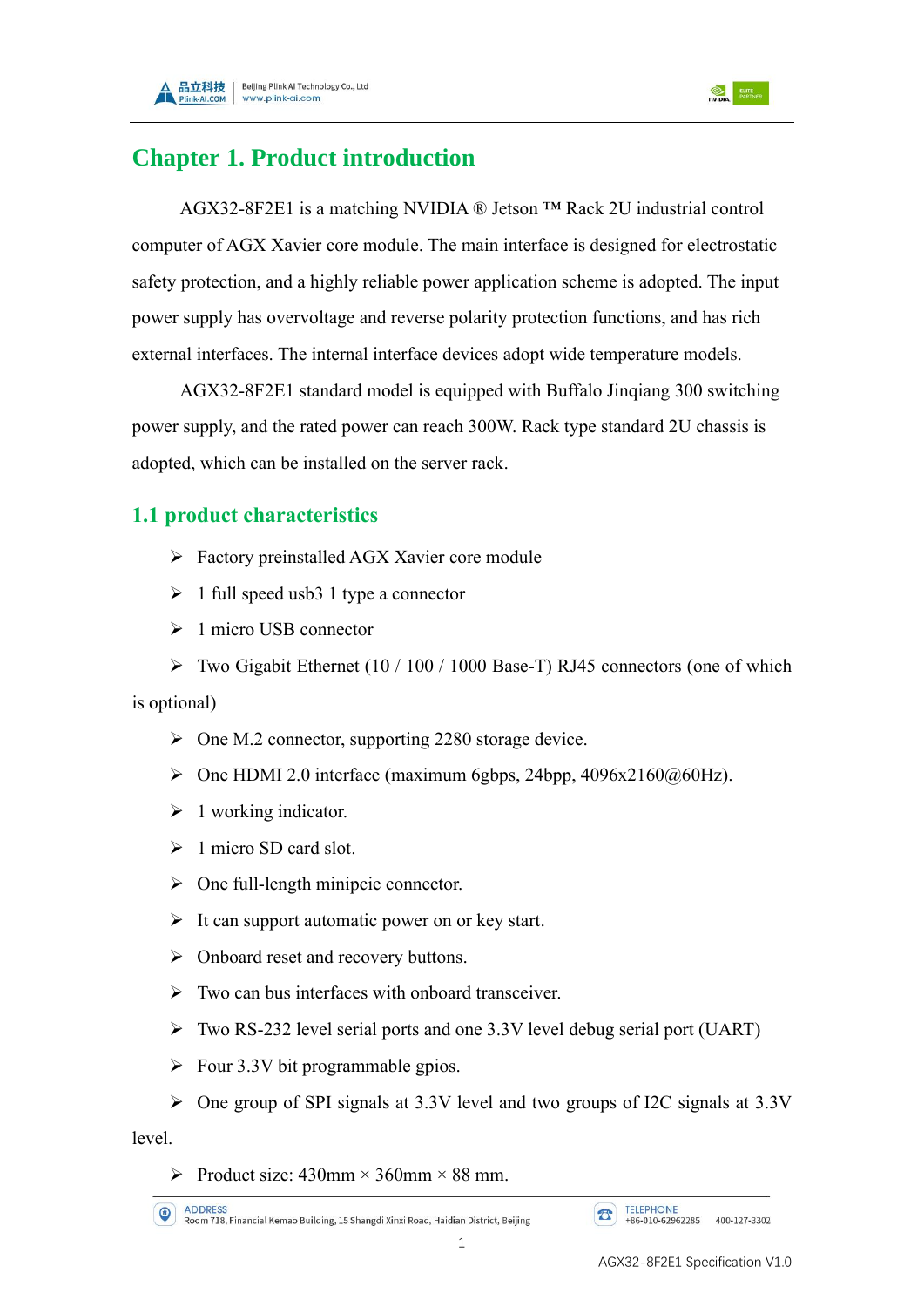# Chapter 1. Product introduction

AGX32-8F2E1 is a matching NVIDIA ® Jetson ™ Rack 2U industrial control computer of AGX Xavier core module. The main interface is designed for electrostatic safety protection, and a highly reliable power application scheme is adopted. The input power supply has overvoltage and reverse polarity protection functions, and has rich external interfaces. The internal interface devices adopt wide temperature models.

AGX32-8F2E1 standard model is equipped with Buffalo Jinqiang 300 switching power supply, and the rated power can reach 300W. Rack type standard 2U chassis is adopted, which can be installed on the server rack.

## 1.1 product characteristics

- Factory preinstalled AGX Xavier core module
- 1 full speed usb3 1 type a connector
- 1 micro USB connector
- Two Gigabit Ethernet (10 / 100 / 1000 Base-T) RJ45 connectors (one of which is optional)
- One M.2 connector, supporting 2280 storage device.
- One HDMI 2.0 interface (maximum 6gbps, 24bpp, 4096x2160@60Hz).
- 1 working indicator.
- 1 micro SD card slot.
- One full-length minipcie connector.
- It can support automatic power on or key start.
- Onboard reset and recovery buttons.
- Two can bus interfaces with onboard transceiver.
- Two RS-232 level serial ports and one 3.3V level debug serial port (UART)
- Four 3.3V bit programmable gpios.
- One group of SPI signals at 3.3V level and two groups of I2C signals at 3.3V level.
- Product size: 430mm × 360mm × 88 mm.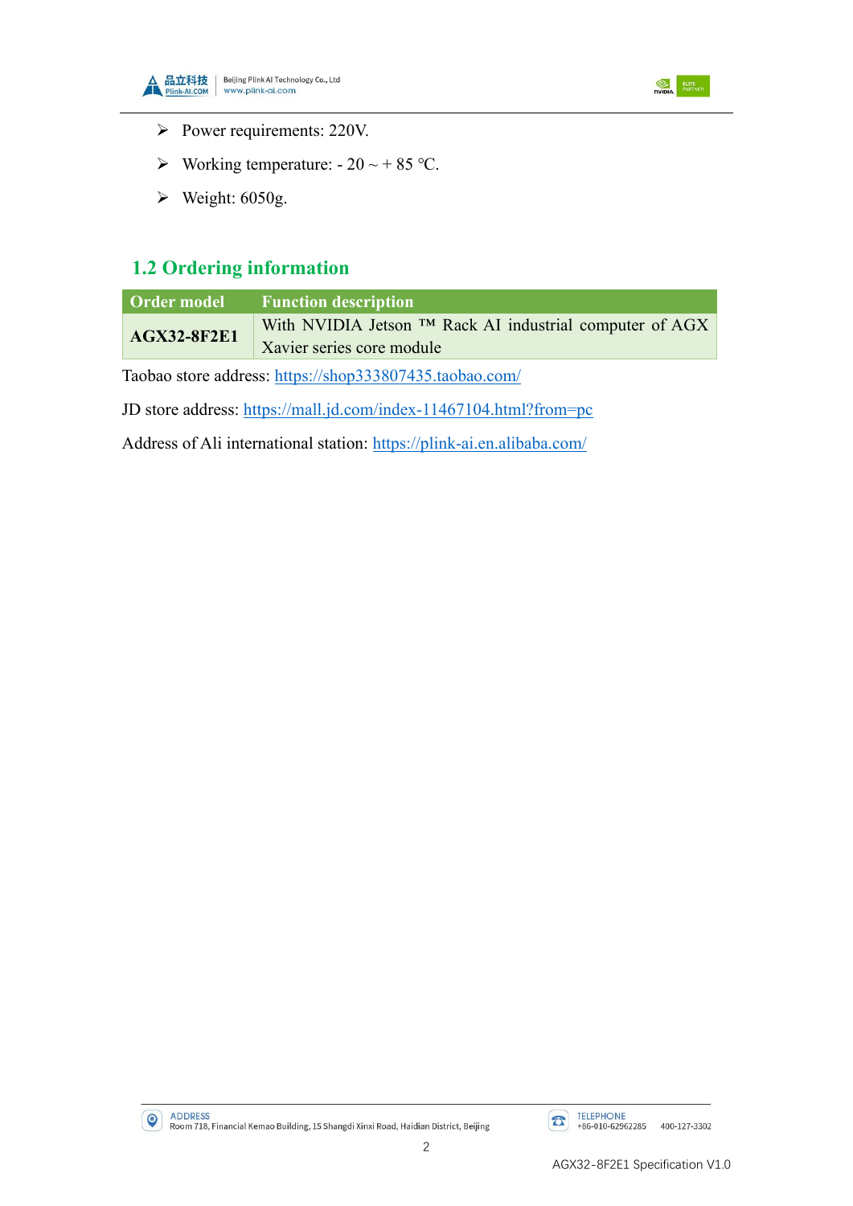- Power requirements: 220V.
- Working temperature: - 20 ~ + 85 °C.
- Weight: 6050g.

## 1.2 Ordering information

| Order model | Function description |
| --- | --- |
| **AGX32-8F2E1** | With NVIDIA Jetson ™ Rack AI industrial computer of AGX Xavier series core module |

Taobao store address: https://shop333807435.taobao.com/

JD store address: https://mall.jd.com/index-11467104.html?from=pc

Address of Ali international station: https://plink-ai.en.alibaba.com/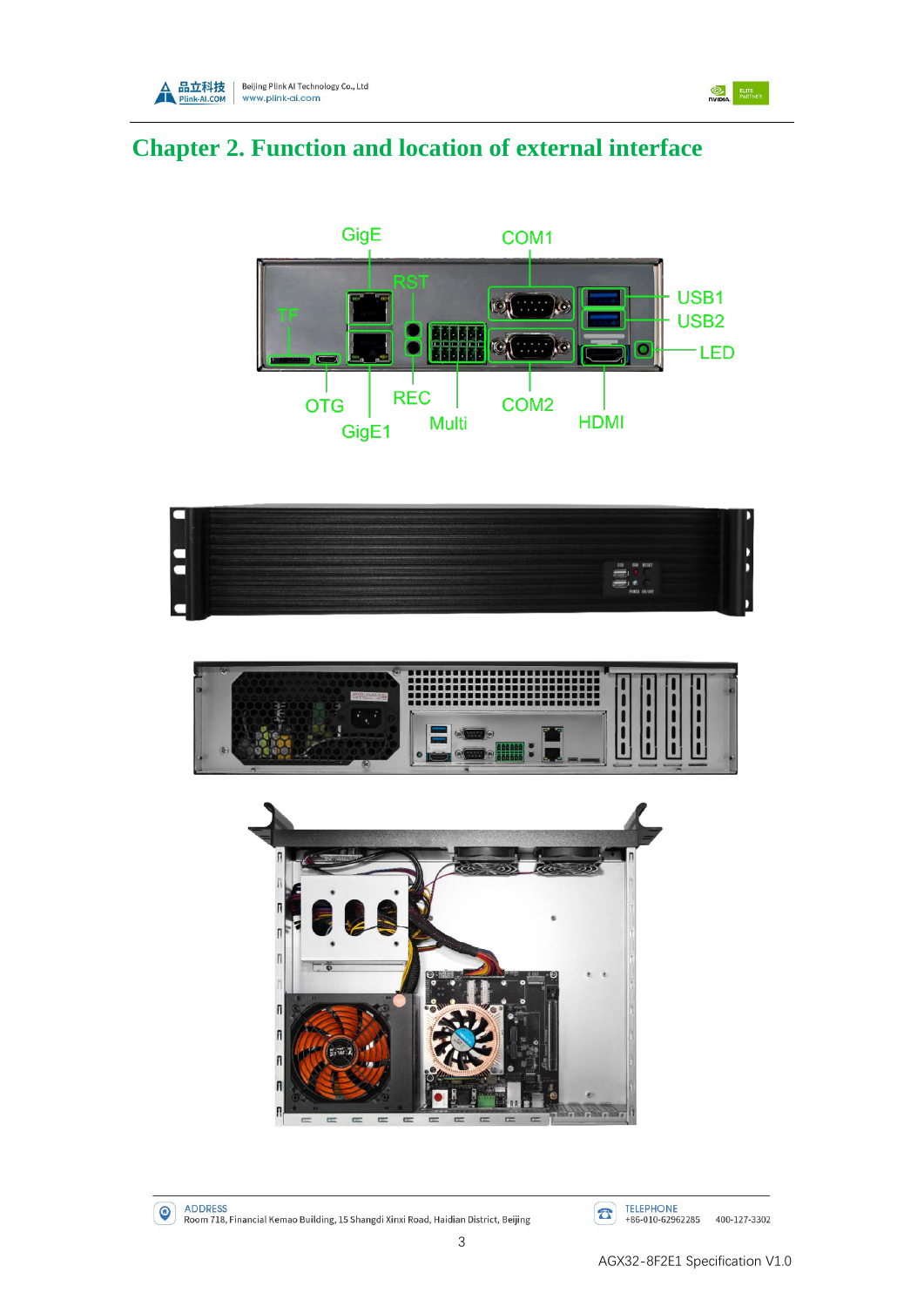# Chapter 2. Function and location of external interface

GigE

COM1

RST

TF

USB1

USB2

LED

OTG

REC

COM2

HDMI

Multi

GigE1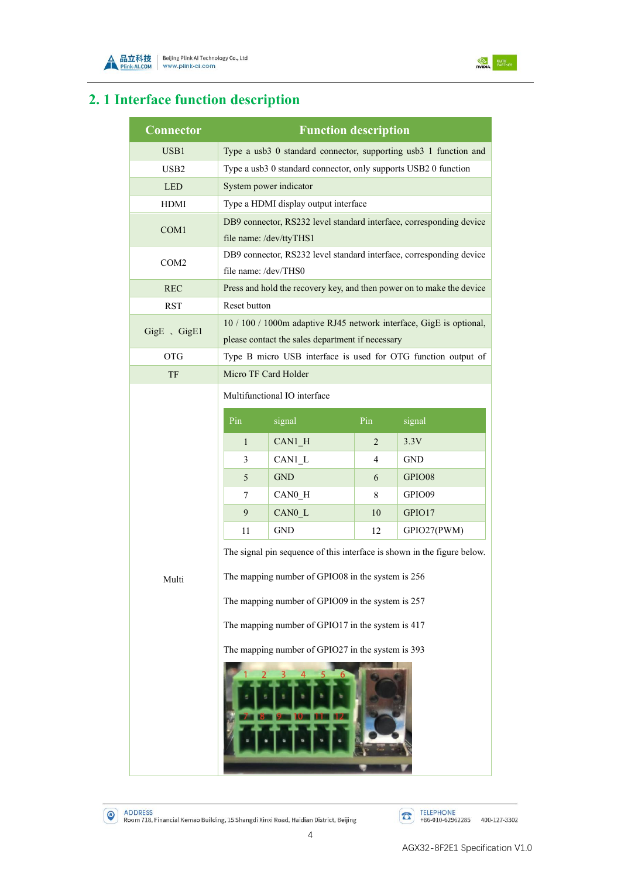## 2. 1 Interface function description

| Connector | Function description |
|---|---|
| USB1 | Type a usb3 0 standard connector, supporting usb3 1 function and |
| USB2 | Type a usb3 0 standard connector, only supports USB2 0 function |
| LED | System power indicator |
| HDMI | Type a HDMI display output interface |
| COM1 | DB9 connector, RS232 level standard interface, corresponding device file name: /dev/ttyTHS1 |
| COM2 | DB9 connector, RS232 level standard interface, corresponding device file name: /dev/THS0 |
| REC | Press and hold the recovery key, and then power on to make the device |
| RST | Reset button |
| GigE 、GigE1 | 10 / 100 / 1000m adaptive RJ45 network interface, GigE is optional, please contact the sales department if necessary |
| OTG | Type B micro USB interface is used for OTG function output of |
| TF | Micro TF Card Holder |
| Multi | Multifunctional IO interface (see pin table below). The signal pin sequence of this interface is shown in the figure below. The mapping number of GPIO08 in the system is 256. The mapping number of GPIO09 in the system is 257. The mapping number of GPIO17 in the system is 417. The mapping number of GPIO27 in the system is 393. |

Multifunctional IO interface

| Pin | signal | Pin | signal |
|---|---|---|---|
| 1 | CAN1_H | 2 | 3.3V |
| 3 | CAN1_L | 4 | GND |
| 5 | GND | 6 | GPIO08 |
| 7 | CAN0_H | 8 | GPIO09 |
| 9 | CAN0_L | 10 | GPIO17 |
| 11 | GND | 12 | GPIO27(PWM) |

The signal pin sequence of this interface is shown in the figure below.

The mapping number of GPIO08 in the system is 256

The mapping number of GPIO09 in the system is 257

The mapping number of GPIO17 in the system is 417

The mapping number of GPIO27 in the system is 393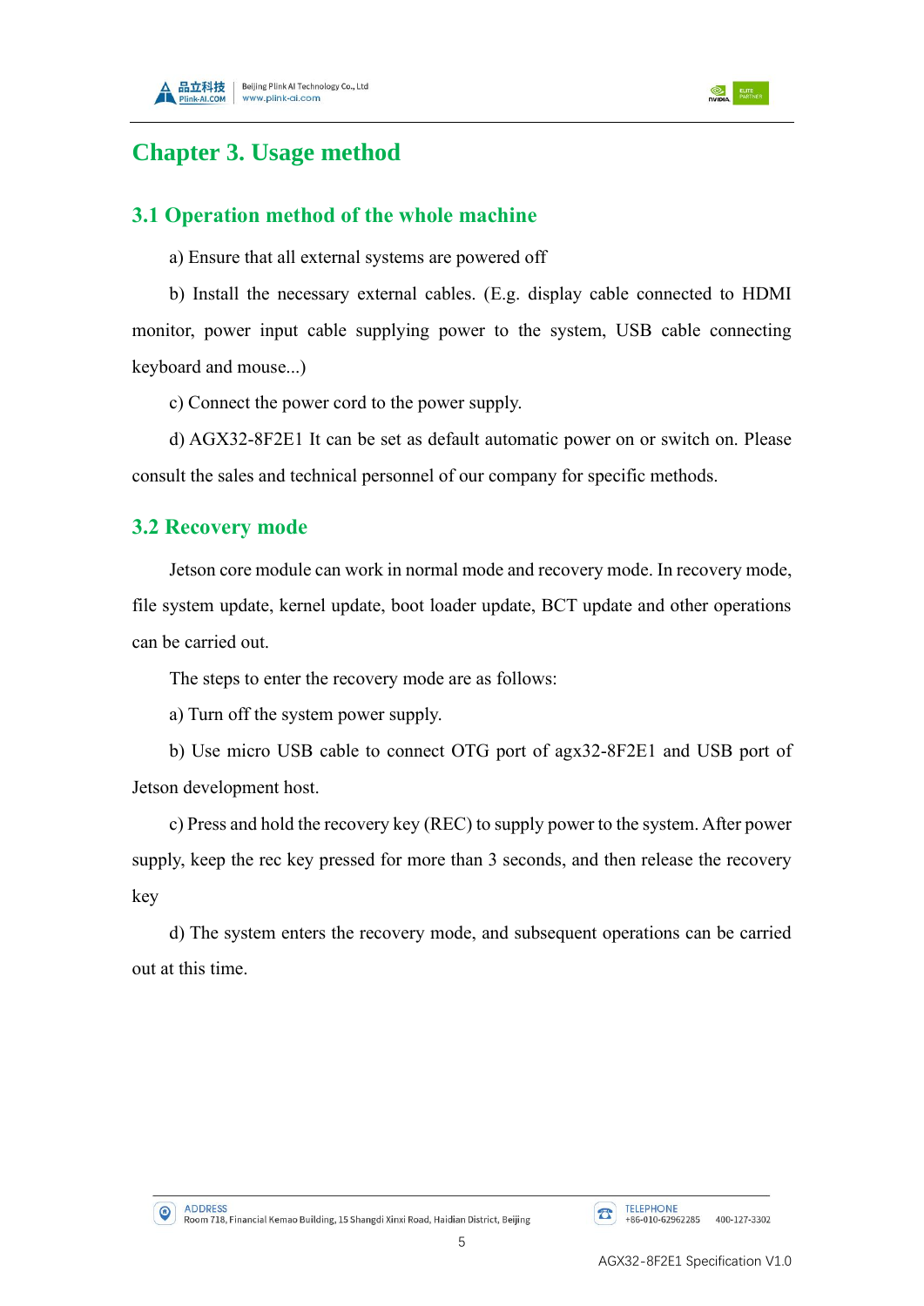# Chapter 3. Usage method

## 3.1 Operation method of the whole machine

a) Ensure that all external systems are powered off

b) Install the necessary external cables. (E.g. display cable connected to HDMI monitor, power input cable supplying power to the system, USB cable connecting keyboard and mouse...)

c) Connect the power cord to the power supply.

d) AGX32-8F2E1 It can be set as default automatic power on or switch on. Please consult the sales and technical personnel of our company for specific methods.

## 3.2 Recovery mode

Jetson core module can work in normal mode and recovery mode. In recovery mode, file system update, kernel update, boot loader update, BCT update and other operations can be carried out.

The steps to enter the recovery mode are as follows:

a) Turn off the system power supply.

b) Use micro USB cable to connect OTG port of agx32-8F2E1 and USB port of Jetson development host.

c) Press and hold the recovery key (REC) to supply power to the system. After power supply, keep the rec key pressed for more than 3 seconds, and then release the recovery key

d) The system enters the recovery mode, and subsequent operations can be carried out at this time.